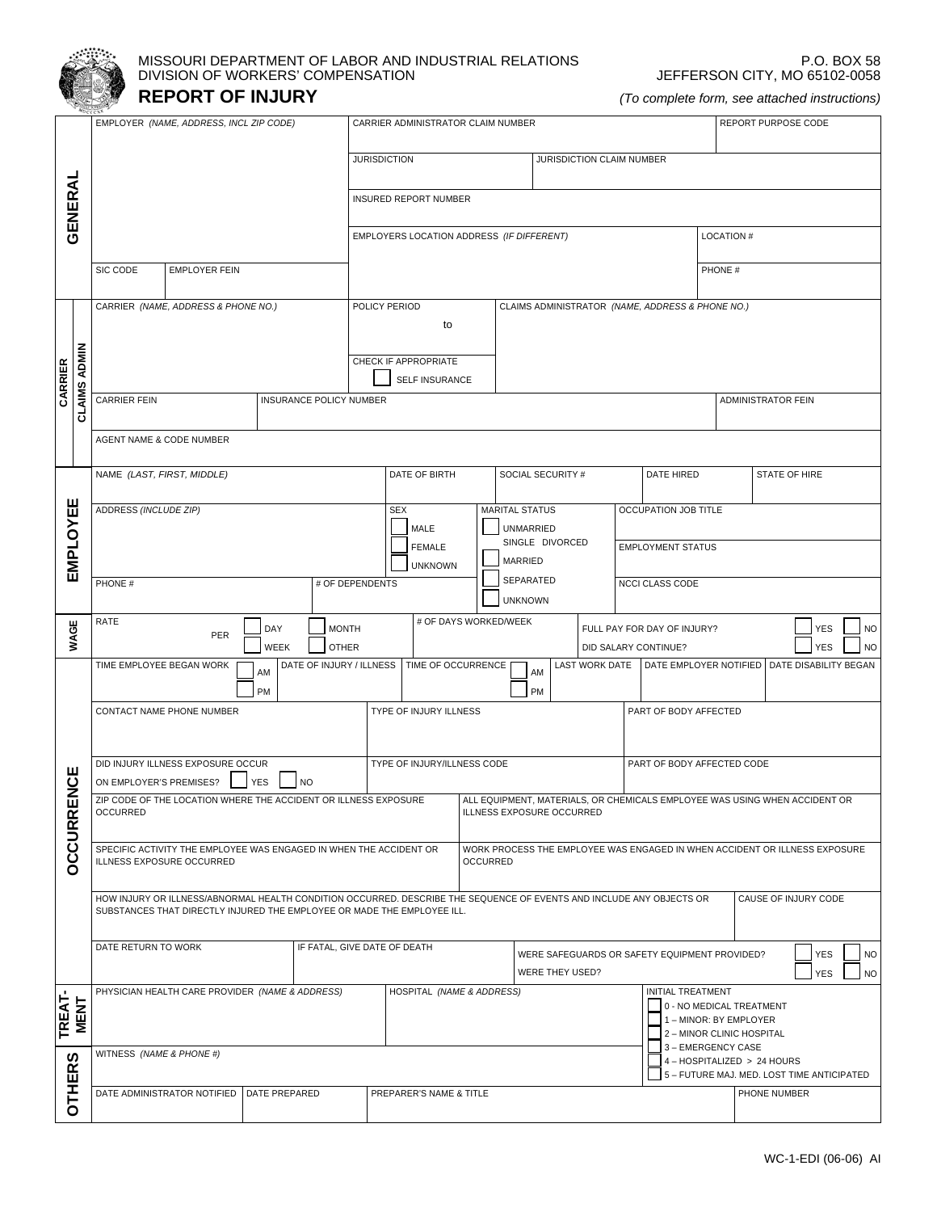MISSOURI DEPARTMENT OF LABOR AND INDUSTRIAL RELATIONS
DIVISION OF WORKERS' COMPENSATION

P.O. BOX 58
JEFFERSON CITY, MO 65102-0058

# REPORT OF INJURY

*(To complete form, see attached instructions)*

## GENERAL

| EMPLOYER *(NAME, ADDRESS, INCL ZIP CODE)* | CARRIER ADMINISTRATOR CLAIM NUMBER | REPORT PURPOSE CODE |
|---|---|---|
| | JURISDICTION | JURISDICTION CLAIM NUMBER |
| | INSURED REPORT NUMBER | |
| | EMPLOYERS LOCATION ADDRESS *(IF DIFFERENT)* | LOCATION # |
| SIC CODE / EMPLOYER FEIN | | PHONE # |

## CARRIER / CLAIMS ADMIN

| CARRIER *(NAME, ADDRESS & PHONE NO.)* | POLICY PERIOD ____ to ____ | CLAIMS ADMINISTRATOR *(NAME, ADDRESS & PHONE NO.)* |
|---|---|---|
| | CHECK IF APPROPRIATE ☐ SELF INSURANCE | |
| CARRIER FEIN | INSURANCE POLICY NUMBER | ADMINISTRATOR FEIN |
| AGENT NAME & CODE NUMBER | | |

## EMPLOYEE

| NAME *(LAST, FIRST, MIDDLE)* | DATE OF BIRTH | SOCIAL SECURITY # | DATE HIRED | STATE OF HIRE |
|---|---|---|---|---|
| ADDRESS *(INCLUDE ZIP)* | SEX ☐ MALE ☐ FEMALE ☐ UNKNOWN | MARITAL STATUS ☐ UNMARRIED SINGLE DIVORCED ☐ MARRIED ☐ SEPARATED ☐ UNKNOWN | OCCUPATION JOB TITLE | |
| | | | EMPLOYMENT STATUS | |
| PHONE # | # OF DEPENDENTS | | NCCI CLASS CODE | |

## WAGE

| RATE ____ PER ☐ DAY ☐ WEEK ☐ MONTH ☐ OTHER | # OF DAYS WORKED/WEEK | FULL PAY FOR DAY OF INJURY? ☐ YES ☐ NO |
|---|---|---|
| | | DID SALARY CONTINUE? ☐ YES ☐ NO |

## OCCURRENCE

| TIME EMPLOYEE BEGAN WORK ☐ AM ☐ PM | DATE OF INJURY / ILLNESS | TIME OF OCCURRENCE ☐ AM ☐ PM | LAST WORK DATE | DATE EMPLOYER NOTIFIED | DATE DISABILITY BEGAN |
|---|---|---|---|---|---|

| CONTACT NAME PHONE NUMBER | TYPE OF INJURY ILLNESS | PART OF BODY AFFECTED |
|---|---|---|
| DID INJURY ILLNESS EXPOSURE OCCUR ON EMPLOYER'S PREMISES? ☐ YES ☐ NO | TYPE OF INJURY/ILLNESS CODE | PART OF BODY AFFECTED CODE |

| ZIP CODE OF THE LOCATION WHERE THE ACCIDENT OR ILLNESS EXPOSURE OCCURRED | ALL EQUIPMENT, MATERIALS, OR CHEMICALS EMPLOYEE WAS USING WHEN ACCIDENT OR ILLNESS EXPOSURE OCCURRED |
|---|---|
| SPECIFIC ACTIVITY THE EMPLOYEE WAS ENGAGED IN WHEN THE ACCIDENT OR ILLNESS EXPOSURE OCCURRED | WORK PROCESS THE EMPLOYEE WAS ENGAGED IN WHEN ACCIDENT OR ILLNESS EXPOSURE OCCURRED |

| HOW INJURY OR ILLNESS/ABNORMAL HEALTH CONDITION OCCURRED. DESCRIBE THE SEQUENCE OF EVENTS AND INCLUDE ANY OBJECTS OR SUBSTANCES THAT DIRECTLY INJURED THE EMPLOYEE OR MADE THE EMPLOYEE ILL. | CAUSE OF INJURY CODE |
|---|---|

| DATE RETURN TO WORK | IF FATAL, GIVE DATE OF DEATH | WERE SAFEGUARDS OR SAFETY EQUIPMENT PROVIDED? ☐ YES ☐ NO |
|---|---|---|
| | | WERE THEY USED? ☐ YES ☐ NO |

## TREATMENT

| PHYSICIAN HEALTH CARE PROVIDER *(NAME & ADDRESS)* | HOSPITAL *(NAME & ADDRESS)* | INITIAL TREATMENT |
|---|---|---|

INITIAL TREATMENT:
- ☐ 0 - NO MEDICAL TREATMENT
- ☐ 1 – MINOR: BY EMPLOYER
- ☐ 2 – MINOR CLINIC HOSPITAL
- ☐ 3 – EMERGENCY CASE
- ☐ 4 – HOSPITALIZED > 24 HOURS
- ☐ 5 – FUTURE MAJ. MED. LOST TIME ANTICIPATED

## OTHERS

| WITNESS *(NAME & PHONE #)* | | | |
|---|---|---|---|
| DATE ADMINISTRATOR NOTIFIED | DATE PREPARED | PREPARER'S NAME & TITLE | PHONE NUMBER |

WC-1-EDI (06-06) AI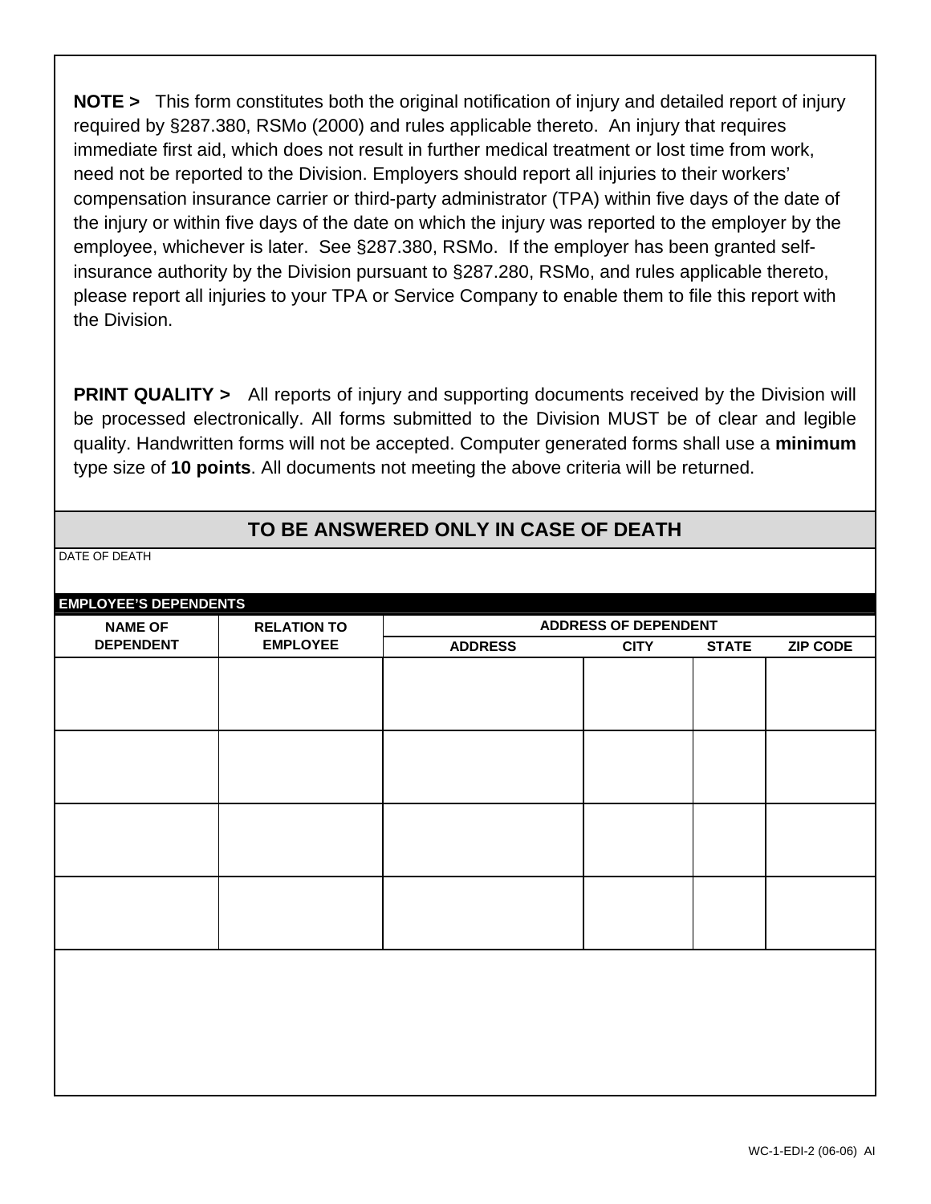**NOTE >** This form constitutes both the original notification of injury and detailed report of injury required by §287.380, RSMo (2000) and rules applicable thereto. An injury that requires immediate first aid, which does not result in further medical treatment or lost time from work, need not be reported to the Division. Employers should report all injuries to their workers' compensation insurance carrier or third-party administrator (TPA) within five days of the date of the injury or within five days of the date on which the injury was reported to the employer by the employee, whichever is later. See §287.380, RSMo. If the employer has been granted self-insurance authority by the Division pursuant to §287.280, RSMo, and rules applicable thereto, please report all injuries to your TPA or Service Company to enable them to file this report with the Division.

**PRINT QUALITY >** All reports of injury and supporting documents received by the Division will be processed electronically. All forms submitted to the Division MUST be of clear and legible quality. Handwritten forms will not be accepted. Computer generated forms shall use a **minimum** type size of **10 points**. All documents not meeting the above criteria will be returned.

## TO BE ANSWERED ONLY IN CASE OF DEATH

DATE OF DEATH

**EMPLOYEE'S DEPENDENTS**

| NAME OF DEPENDENT | RELATION TO EMPLOYEE | ADDRESS OF DEPENDENT | | | |
|---|---|---|---|---|---|
| | | ADDRESS | CITY | STATE | ZIP CODE |
| | | | | | |
| | | | | | |
| | | | | | |
| | | | | | |

WC-1-EDI-2 (06-06) AI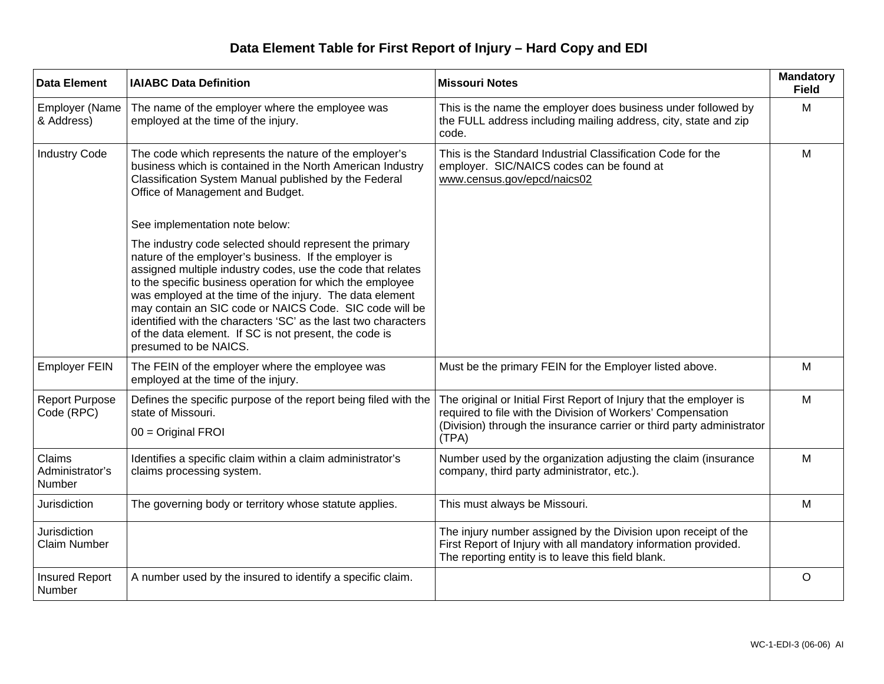# Data Element Table for First Report of Injury – Hard Copy and EDI

| Data Element | IAIABC Data Definition | Missouri Notes | Mandatory Field |
|---|---|---|---|
| Employer (Name & Address) | The name of the employer where the employee was employed at the time of the injury. | This is the name the employer does business under followed by the FULL address including mailing address, city, state and zip code. | M |
| Industry Code | The code which represents the nature of the employer's business which is contained in the North American Industry Classification System Manual published by the Federal Office of Management and Budget.<br><br>See implementation note below:<br><br>The industry code selected should represent the primary nature of the employer's business. If the employer is assigned multiple industry codes, use the code that relates to the specific business operation for which the employee was employed at the time of the injury. The data element may contain an SIC code or NAICS Code. SIC code will be identified with the characters 'SC' as the last two characters of the data element. If SC is not present, the code is presumed to be NAICS. | This is the Standard Industrial Classification Code for the employer. SIC/NAICS codes can be found at www.census.gov/epcd/naics02 | M |
| Employer FEIN | The FEIN of the employer where the employee was employed at the time of the injury. | Must be the primary FEIN for the Employer listed above. | M |
| Report Purpose Code (RPC) | Defines the specific purpose of the report being filed with the state of Missouri.<br><br>00 = Original FROI | The original or Initial First Report of Injury that the employer is required to file with the Division of Workers' Compensation (Division) through the insurance carrier or third party administrator (TPA) | M |
| Claims Administrator's Number | Identifies a specific claim within a claim administrator's claims processing system. | Number used by the organization adjusting the claim (insurance company, third party administrator, etc.). | M |
| Jurisdiction | The governing body or territory whose statute applies. | This must always be Missouri. | M |
| Jurisdiction Claim Number | | The injury number assigned by the Division upon receipt of the First Report of Injury with all mandatory information provided. The reporting entity is to leave this field blank. | |
| Insured Report Number | A number used by the insured to identify a specific claim. | | O |

WC-1-EDI-3 (06-06) AI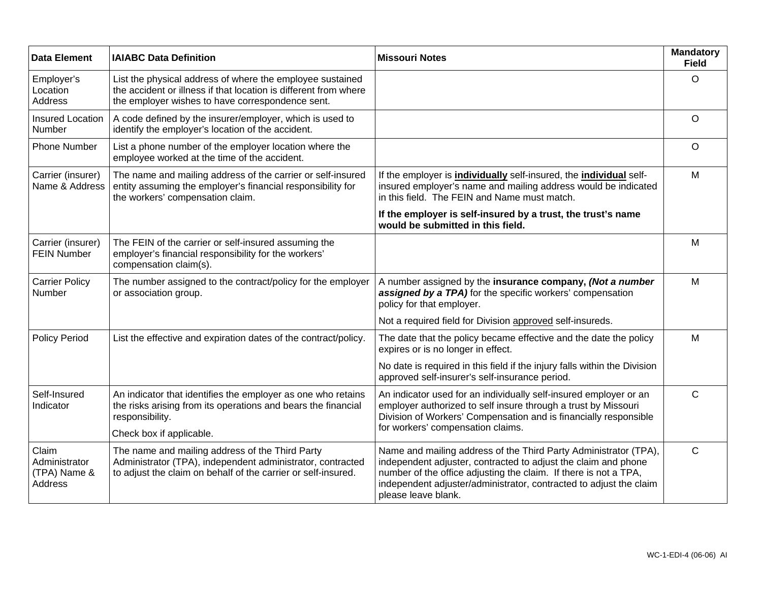| Data Element | IAIABC Data Definition | Missouri Notes | Mandatory Field |
|---|---|---|---|
| Employer's Location Address | List the physical address of where the employee sustained the accident or illness if that location is different from where the employer wishes to have correspondence sent. | | O |
| Insured Location Number | A code defined by the insurer/employer, which is used to identify the employer's location of the accident. | | O |
| Phone Number | List a phone number of the employer location where the employee worked at the time of the accident. | | O |
| Carrier (insurer) Name & Address | The name and mailing address of the carrier or self-insured entity assuming the employer's financial responsibility for the workers' compensation claim. | If the employer is **individually** self-insured, the **individual** self-insured employer's name and mailing address would be indicated in this field. The FEIN and Name must match.<br><br>**If the employer is self-insured by a trust, the trust's name would be submitted in this field.** | M |
| Carrier (insurer) FEIN Number | The FEIN of the carrier or self-insured assuming the employer's financial responsibility for the workers' compensation claim(s). | | M |
| Carrier Policy Number | The number assigned to the contract/policy for the employer or association group. | A number assigned by the **insurance company, *(Not a number assigned by a TPA)*** for the specific workers' compensation policy for that employer.<br><br>Not a required field for Division approved self-insureds. | M |
| Policy Period | List the effective and expiration dates of the contract/policy. | The date that the policy became effective and the date the policy expires or is no longer in effect.<br><br>No date is required in this field if the injury falls within the Division approved self-insurer's self-insurance period. | M |
| Self-Insured Indicator | An indicator that identifies the employer as one who retains the risks arising from its operations and bears the financial responsibility.<br><br>Check box if applicable. | An indicator used for an individually self-insured employer or an employer authorized to self insure through a trust by Missouri Division of Workers' Compensation and is financially responsible for workers' compensation claims. | C |
| Claim Administrator (TPA) Name & Address | The name and mailing address of the Third Party Administrator (TPA), independent administrator, contracted to adjust the claim on behalf of the carrier or self-insured. | Name and mailing address of the Third Party Administrator (TPA), independent adjuster, contracted to adjust the claim and phone number of the office adjusting the claim. If there is not a TPA, independent adjuster/administrator, contracted to adjust the claim please leave blank. | C |

WC-1-EDI-4 (06-06) AI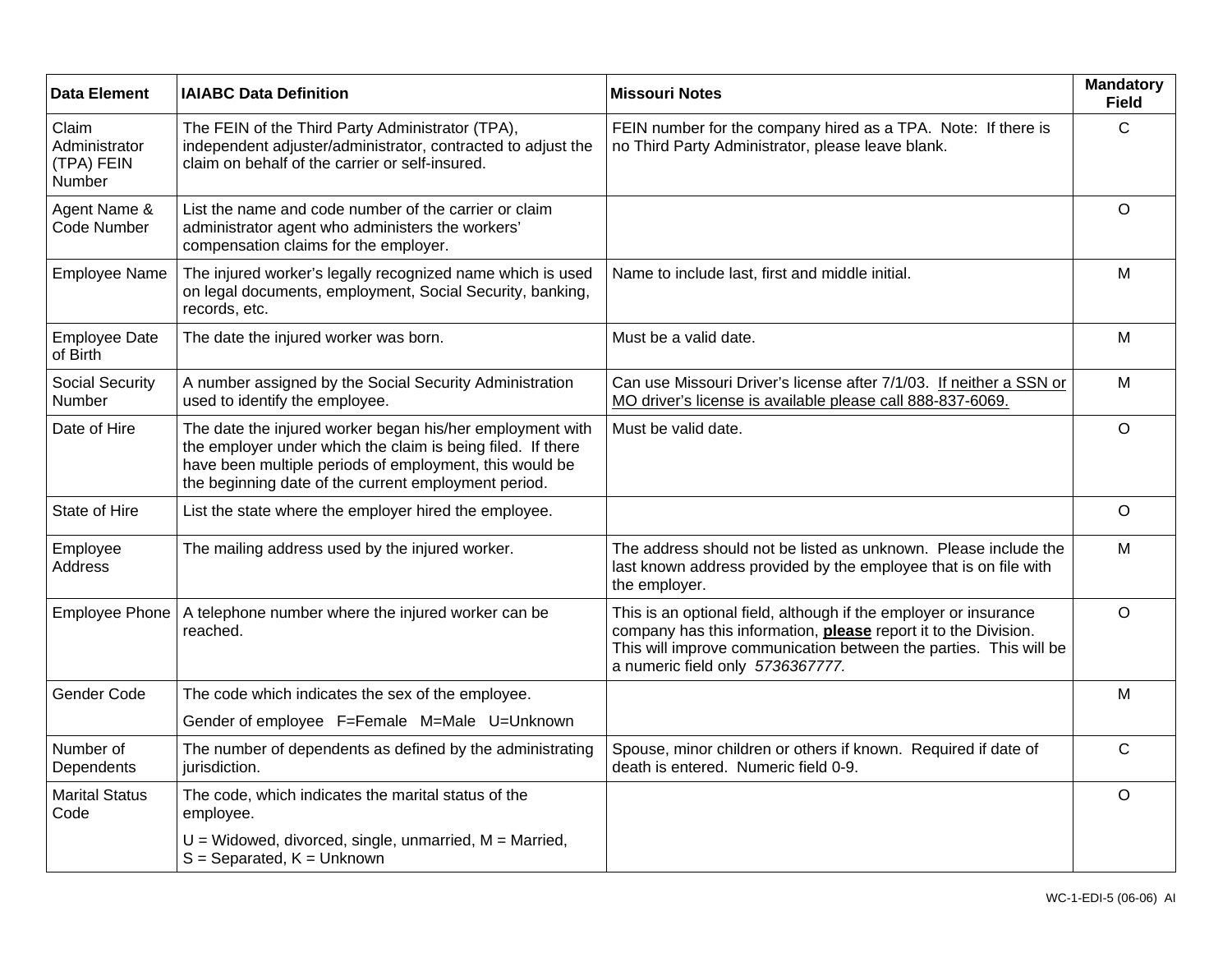| Data Element | IAIABC Data Definition | Missouri Notes | Mandatory Field |
|---|---|---|---|
| Claim Administrator (TPA) FEIN Number | The FEIN of the Third Party Administrator (TPA), independent adjuster/administrator, contracted to adjust the claim on behalf of the carrier or self-insured. | FEIN number for the company hired as a TPA. Note: If there is no Third Party Administrator, please leave blank. | C |
| Agent Name & Code Number | List the name and code number of the carrier or claim administrator agent who administers the workers' compensation claims for the employer. | | O |
| Employee Name | The injured worker's legally recognized name which is used on legal documents, employment, Social Security, banking, records, etc. | Name to include last, first and middle initial. | M |
| Employee Date of Birth | The date the injured worker was born. | Must be a valid date. | M |
| Social Security Number | A number assigned by the Social Security Administration used to identify the employee. | Can use Missouri Driver's license after 7/1/03. If neither a SSN or MO driver's license is available please call 888-837-6069. | M |
| Date of Hire | The date the injured worker began his/her employment with the employer under which the claim is being filed. If there have been multiple periods of employment, this would be the beginning date of the current employment period. | Must be valid date. | O |
| State of Hire | List the state where the employer hired the employee. | | O |
| Employee Address | The mailing address used by the injured worker. | The address should not be listed as unknown. Please include the last known address provided by the employee that is on file with the employer. | M |
| Employee Phone | A telephone number where the injured worker can be reached. | This is an optional field, although if the employer or insurance company has this information, **please** report it to the Division. This will improve communication between the parties. This will be a numeric field only *5736367777.* | O |
| Gender Code | The code which indicates the sex of the employee. Gender of employee F=Female M=Male U=Unknown | | M |
| Number of Dependents | The number of dependents as defined by the administrating jurisdiction. | Spouse, minor children or others if known. Required if date of death is entered. Numeric field 0-9. | C |
| Marital Status Code | The code, which indicates the marital status of the employee. U = Widowed, divorced, single, unmarried, M = Married, S = Separated, K = Unknown | | O |

WC-1-EDI-5 (06-06) AI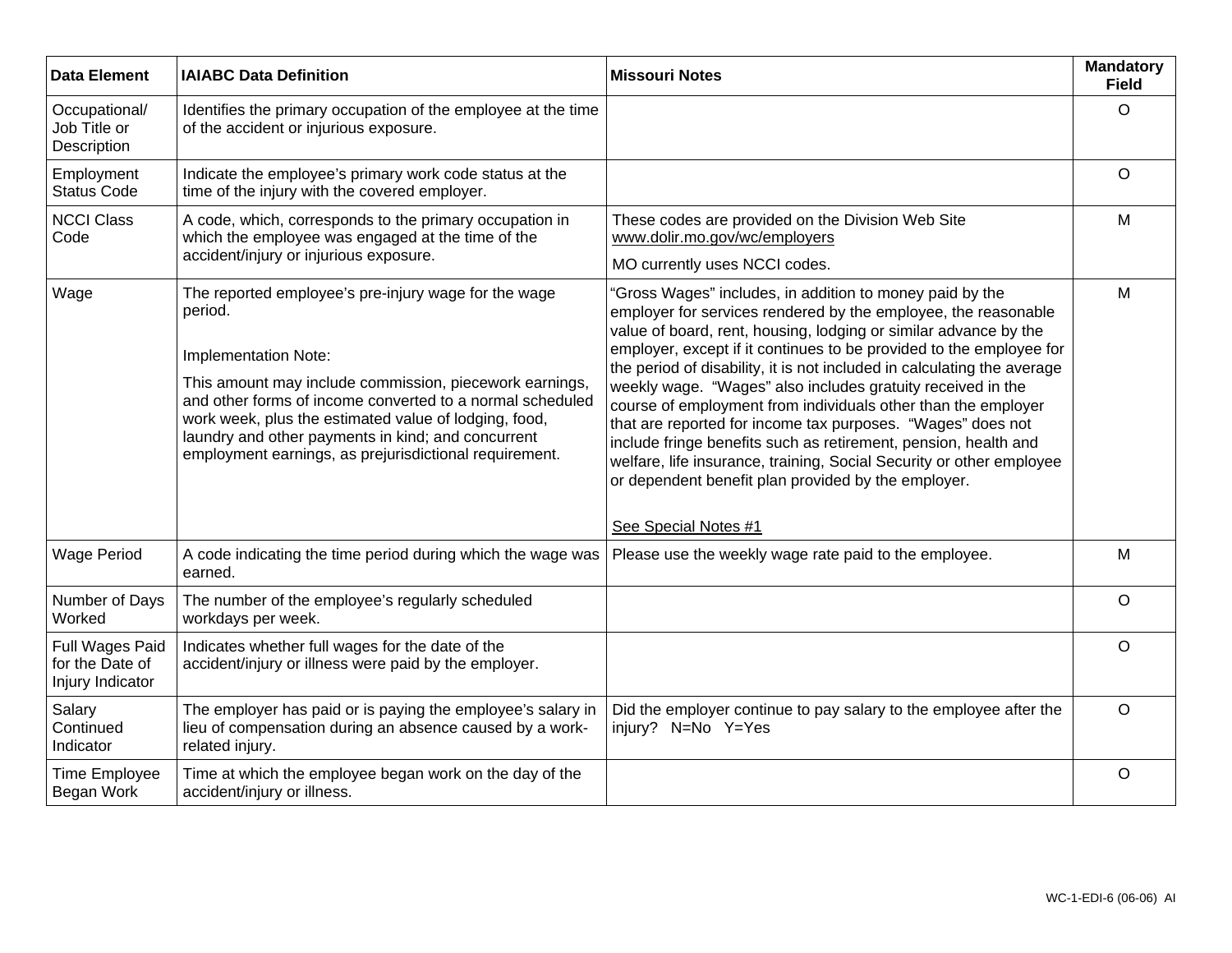| Data Element | IAIABC Data Definition | Missouri Notes | Mandatory Field |
|---|---|---|---|
| Occupational/ Job Title or Description | Identifies the primary occupation of the employee at the time of the accident or injurious exposure. | | O |
| Employment Status Code | Indicate the employee's primary work code status at the time of the injury with the covered employer. | | O |
| NCCI Class Code | A code, which, corresponds to the primary occupation in which the employee was engaged at the time of the accident/injury or injurious exposure. | These codes are provided on the Division Web Site www.dolir.mo.gov/wc/employers<br><br>MO currently uses NCCI codes. | M |
| Wage | The reported employee's pre-injury wage for the wage period.<br><br>Implementation Note:<br><br>This amount may include commission, piecework earnings, and other forms of income converted to a normal scheduled work week, plus the estimated value of lodging, food, laundry and other payments in kind; and concurrent employment earnings, as prejurisdictional requirement. | "Gross Wages" includes, in addition to money paid by the employer for services rendered by the employee, the reasonable value of board, rent, housing, lodging or similar advance by the employer, except if it continues to be provided to the employee for the period of disability, it is not included in calculating the average weekly wage. "Wages" also includes gratuity received in the course of employment from individuals other than the employer that are reported for income tax purposes. "Wages" does not include fringe benefits such as retirement, pension, health and welfare, life insurance, training, Social Security or other employee or dependent benefit plan provided by the employer.<br><br>See Special Notes #1 | M |
| Wage Period | A code indicating the time period during which the wage was earned. | Please use the weekly wage rate paid to the employee. | M |
| Number of Days Worked | The number of the employee's regularly scheduled workdays per week. | | O |
| Full Wages Paid for the Date of Injury Indicator | Indicates whether full wages for the date of the accident/injury or illness were paid by the employer. | | O |
| Salary Continued Indicator | The employer has paid or is paying the employee's salary in lieu of compensation during an absence caused by a work-related injury. | Did the employer continue to pay salary to the employee after the injury? N=No Y=Yes | O |
| Time Employee Began Work | Time at which the employee began work on the day of the accident/injury or illness. | | O |

WC-1-EDI-6 (06-06) AI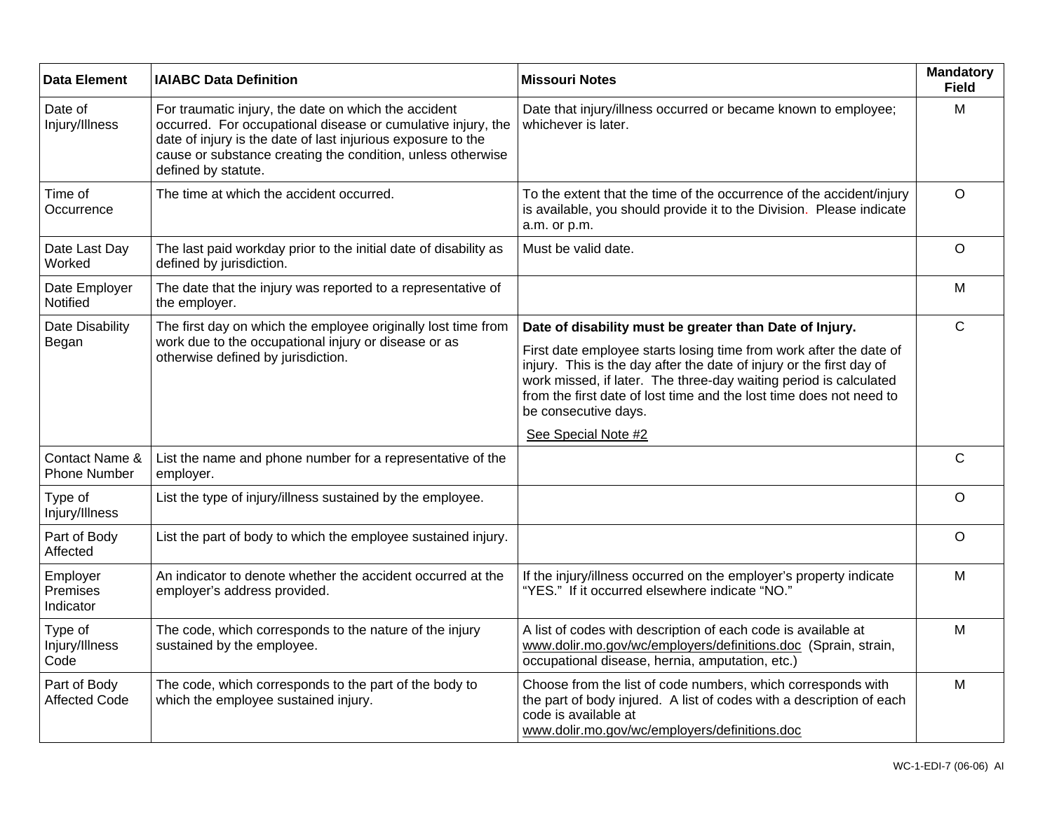| Data Element | IAIABC Data Definition | Missouri Notes | Mandatory Field |
|---|---|---|---|
| Date of Injury/Illness | For traumatic injury, the date on which the accident occurred. For occupational disease or cumulative injury, the date of injury is the date of last injurious exposure to the cause or substance creating the condition, unless otherwise defined by statute. | Date that injury/illness occurred or became known to employee; whichever is later. | M |
| Time of Occurrence | The time at which the accident occurred. | To the extent that the time of the occurrence of the accident/injury is available, you should provide it to the Division. Please indicate a.m. or p.m. | O |
| Date Last Day Worked | The last paid workday prior to the initial date of disability as defined by jurisdiction. | Must be valid date. | O |
| Date Employer Notified | The date that the injury was reported to a representative of the employer. | | M |
| Date Disability Began | The first day on which the employee originally lost time from work due to the occupational injury or disease or as otherwise defined by jurisdiction. | **Date of disability must be greater than Date of Injury.** First date employee starts losing time from work after the date of injury. This is the day after the date of injury or the first day of work missed, if later. The three-day waiting period is calculated from the first date of lost time and the lost time does not need to be consecutive days. See Special Note #2 | C |
| Contact Name & Phone Number | List the name and phone number for a representative of the employer. | | C |
| Type of Injury/Illness | List the type of injury/illness sustained by the employee. | | O |
| Part of Body Affected | List the part of body to which the employee sustained injury. | | O |
| Employer Premises Indicator | An indicator to denote whether the accident occurred at the employer's address provided. | If the injury/illness occurred on the employer's property indicate "YES." If it occurred elsewhere indicate "NO." | M |
| Type of Injury/Illness Code | The code, which corresponds to the nature of the injury sustained by the employee. | A list of codes with description of each code is available at www.dolir.mo.gov/wc/employers/definitions.doc (Sprain, strain, occupational disease, hernia, amputation, etc.) | M |
| Part of Body Affected Code | The code, which corresponds to the part of the body to which the employee sustained injury. | Choose from the list of code numbers, which corresponds with the part of body injured. A list of codes with a description of each code is available at www.dolir.mo.gov/wc/employers/definitions.doc | M |

WC-1-EDI-7 (06-06) AI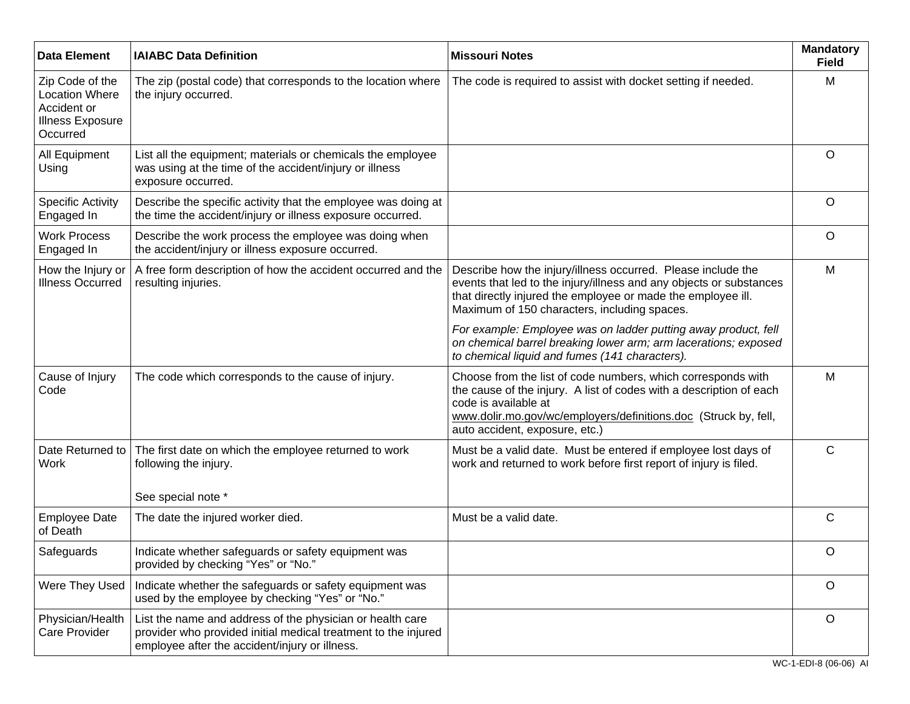| Data Element | IAIABC Data Definition | Missouri Notes | Mandatory Field |
|---|---|---|---|
| Zip Code of the Location Where Accident or Illness Exposure Occurred | The zip (postal code) that corresponds to the location where the injury occurred. | The code is required to assist with docket setting if needed. | M |
| All Equipment Using | List all the equipment; materials or chemicals the employee was using at the time of the accident/injury or illness exposure occurred. | | O |
| Specific Activity Engaged In | Describe the specific activity that the employee was doing at the time the accident/injury or illness exposure occurred. | | O |
| Work Process Engaged In | Describe the work process the employee was doing when the accident/injury or illness exposure occurred. | | O |
| How the Injury or Illness Occurred | A free form description of how the accident occurred and the resulting injuries. | Describe how the injury/illness occurred. Please include the events that led to the injury/illness and any objects or substances that directly injured the employee or made the employee ill. Maximum of 150 characters, including spaces.<br><br>*For example: Employee was on ladder putting away product, fell on chemical barrel breaking lower arm; arm lacerations; exposed to chemical liquid and fumes (141 characters).* | M |
| Cause of Injury Code | The code which corresponds to the cause of injury. | Choose from the list of code numbers, which corresponds with the cause of the injury. A list of codes with a description of each code is available at www.dolir.mo.gov/wc/employers/definitions.doc (Struck by, fell, auto accident, exposure, etc.) | M |
| Date Returned to Work | The first date on which the employee returned to work following the injury.<br><br>See special note * | Must be a valid date. Must be entered if employee lost days of work and returned to work before first report of injury is filed. | C |
| Employee Date of Death | The date the injured worker died. | Must be a valid date. | C |
| Safeguards | Indicate whether safeguards or safety equipment was provided by checking "Yes" or "No." | | O |
| Were They Used | Indicate whether the safeguards or safety equipment was used by the employee by checking "Yes" or "No." | | O |
| Physician/Health Care Provider | List the name and address of the physician or health care provider who provided initial medical treatment to the injured employee after the accident/injury or illness. | | O |

WC-1-EDI-8 (06-06) AI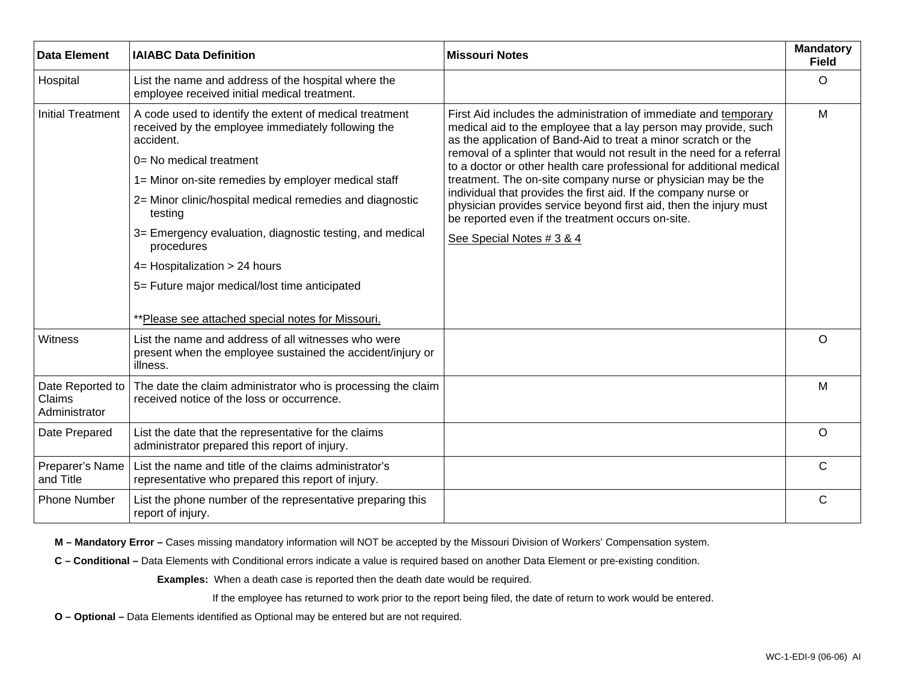| Data Element | IAIABC Data Definition | Missouri Notes | Mandatory Field |
|---|---|---|---|
| Hospital | List the name and address of the hospital where the employee received initial medical treatment. | | O |
| Initial Treatment | A code used to identify the extent of medical treatment received by the employee immediately following the accident.<br>0= No medical treatment<br>1= Minor on-site remedies by employer medical staff<br>2= Minor clinic/hospital medical remedies and diagnostic testing<br>3= Emergency evaluation, diagnostic testing, and medical procedures<br>4= Hospitalization > 24 hours<br>5= Future major medical/lost time anticipated<br><br>**Please see attached special notes for Missouri. | First Aid includes the administration of immediate and temporary medical aid to the employee that a lay person may provide, such as the application of Band-Aid to treat a minor scratch or the removal of a splinter that would not result in the need for a referral to a doctor or other health care professional for additional medical treatment. The on-site company nurse or physician may be the individual that provides the first aid. If the company nurse or physician provides service beyond first aid, then the injury must be reported even if the treatment occurs on-site.<br>See Special Notes # 3 & 4 | M |
| Witness | List the name and address of all witnesses who were present when the employee sustained the accident/injury or illness. | | O |
| Date Reported to Claims Administrator | The date the claim administrator who is processing the claim received notice of the loss or occurrence. | | M |
| Date Prepared | List the date that the representative for the claims administrator prepared this report of injury. | | O |
| Preparer's Name and Title | List the name and title of the claims administrator's representative who prepared this report of injury. | | C |
| Phone Number | List the phone number of the representative preparing this report of injury. | | C |

**M – Mandatory Error –** Cases missing mandatory information will NOT be accepted by the Missouri Division of Workers' Compensation system.

**C – Conditional –** Data Elements with Conditional errors indicate a value is required based on another Data Element or pre-existing condition.

**Examples:** When a death case is reported then the death date would be required.

If the employee has returned to work prior to the report being filed, the date of return to work would be entered.

**O – Optional –** Data Elements identified as Optional may be entered but are not required.

WC-1-EDI-9 (06-06) AI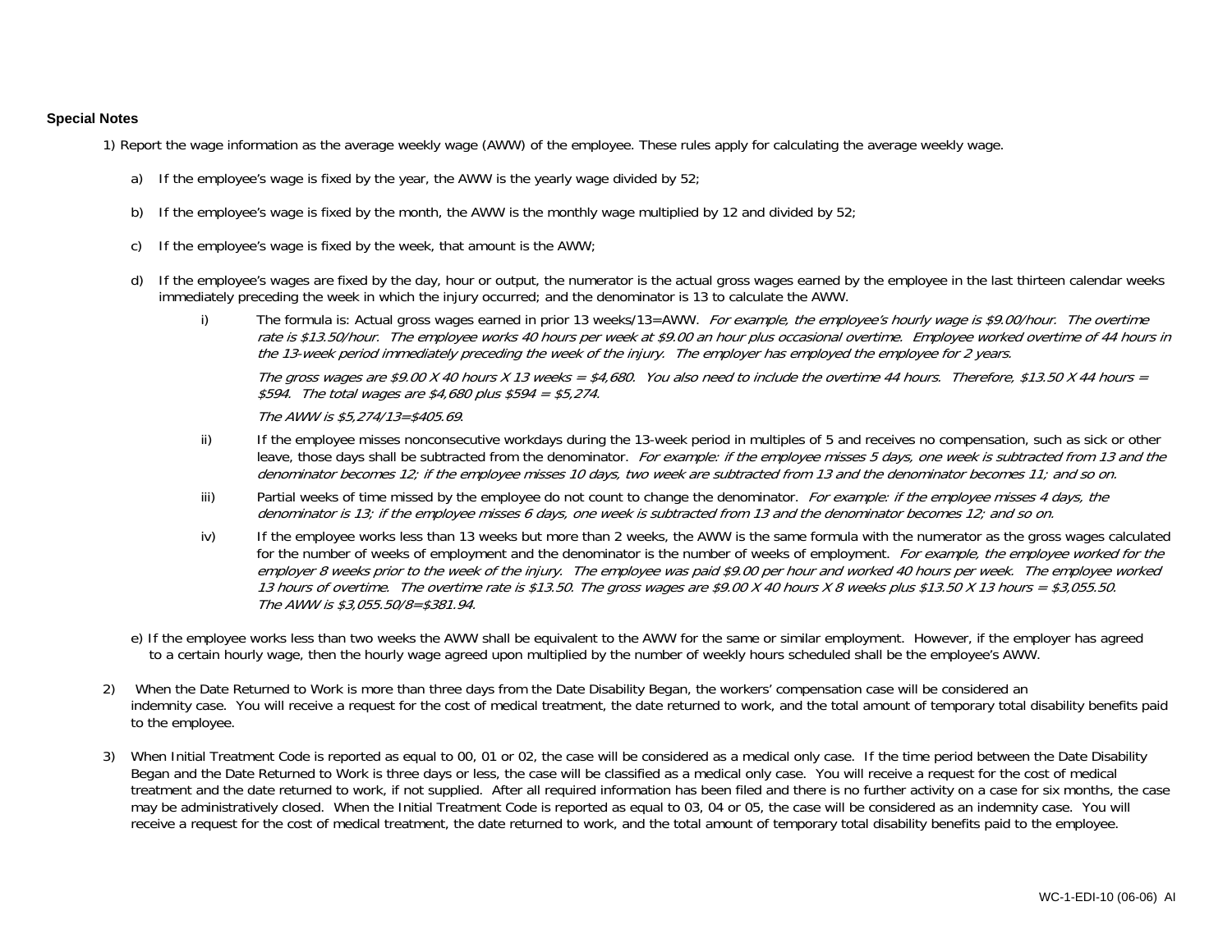**Special Notes**

1) Report the wage information as the average weekly wage (AWW) of the employee. These rules apply for calculating the average weekly wage.

a) If the employee's wage is fixed by the year, the AWW is the yearly wage divided by 52;

b) If the employee's wage is fixed by the month, the AWW is the monthly wage multiplied by 12 and divided by 52;

c) If the employee's wage is fixed by the week, that amount is the AWW;

d) If the employee's wages are fixed by the day, hour or output, the numerator is the actual gross wages earned by the employee in the last thirteen calendar weeks immediately preceding the week in which the injury occurred; and the denominator is 13 to calculate the AWW.

i) The formula is: Actual gross wages earned in prior 13 weeks/13=AWW. *For example, the employee's hourly wage is $9.00/hour. The overtime rate is $13.50/hour. The employee works 40 hours per week at $9.00 an hour plus occasional overtime. Employee worked overtime of 44 hours in the 13-week period immediately preceding the week of the injury. The employer has employed the employee for 2 years.*

*The gross wages are $9.00 X 40 hours X 13 weeks = $4,680. You also need to include the overtime 44 hours. Therefore, $13.50 X 44 hours = $594. The total wages are $4,680 plus $594 = $5,274.*

*The AWW is $5,274/13=$405.69.*

ii) If the employee misses nonconsecutive workdays during the 13-week period in multiples of 5 and receives no compensation, such as sick or other leave, those days shall be subtracted from the denominator. *For example: if the employee misses 5 days, one week is subtracted from 13 and the denominator becomes 12; if the employee misses 10 days, two week are subtracted from 13 and the denominator becomes 11; and so on.*

iii) Partial weeks of time missed by the employee do not count to change the denominator. *For example: if the employee misses 4 days, the denominator is 13; if the employee misses 6 days, one week is subtracted from 13 and the denominator becomes 12; and so on.*

iv) If the employee works less than 13 weeks but more than 2 weeks, the AWW is the same formula with the numerator as the gross wages calculated for the number of weeks of employment and the denominator is the number of weeks of employment. *For example, the employee worked for the employer 8 weeks prior to the week of the injury. The employee was paid $9.00 per hour and worked 40 hours per week. The employee worked 13 hours of overtime. The overtime rate is $13.50. The gross wages are $9.00 X 40 hours X 8 weeks plus $13.50 X 13 hours = $3,055.50. The AWW is $3,055.50/8=$381.94.*

e) If the employee works less than two weeks the AWW shall be equivalent to the AWW for the same or similar employment. However, if the employer has agreed to a certain hourly wage, then the hourly wage agreed upon multiplied by the number of weekly hours scheduled shall be the employee's AWW.

2) When the Date Returned to Work is more than three days from the Date Disability Began, the workers' compensation case will be considered an indemnity case. You will receive a request for the cost of medical treatment, the date returned to work, and the total amount of temporary total disability benefits paid to the employee.

3) When Initial Treatment Code is reported as equal to 00, 01 or 02, the case will be considered as a medical only case. If the time period between the Date Disability Began and the Date Returned to Work is three days or less, the case will be classified as a medical only case. You will receive a request for the cost of medical treatment and the date returned to work, if not supplied. After all required information has been filed and there is no further activity on a case for six months, the case may be administratively closed. When the Initial Treatment Code is reported as equal to 03, 04 or 05, the case will be considered as an indemnity case. You will receive a request for the cost of medical treatment, the date returned to work, and the total amount of temporary total disability benefits paid to the employee.

WC-1-EDI-10 (06-06) AI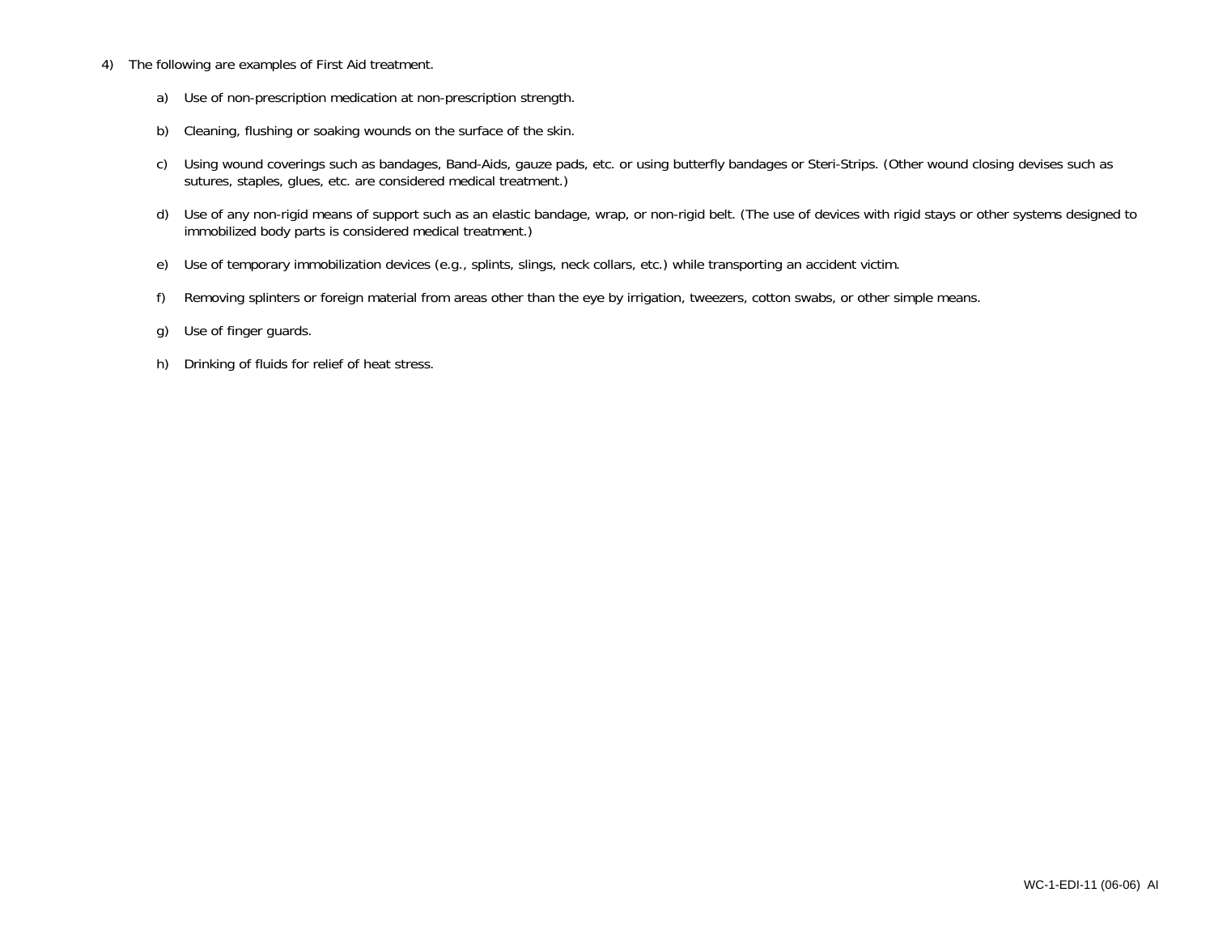4) The following are examples of First Aid treatment.

   a) Use of non-prescription medication at non-prescription strength.

   b) Cleaning, flushing or soaking wounds on the surface of the skin.

   c) Using wound coverings such as bandages, Band-Aids, gauze pads, etc. or using butterfly bandages or Steri-Strips. (Other wound closing devises such as sutures, staples, glues, etc. are considered medical treatment.)

   d) Use of any non-rigid means of support such as an elastic bandage, wrap, or non-rigid belt. (The use of devices with rigid stays or other systems designed to immobilized body parts is considered medical treatment.)

   e) Use of temporary immobilization devices (e.g., splints, slings, neck collars, etc.) while transporting an accident victim.

   f) Removing splinters or foreign material from areas other than the eye by irrigation, tweezers, cotton swabs, or other simple means.

   g) Use of finger guards.

   h) Drinking of fluids for relief of heat stress.